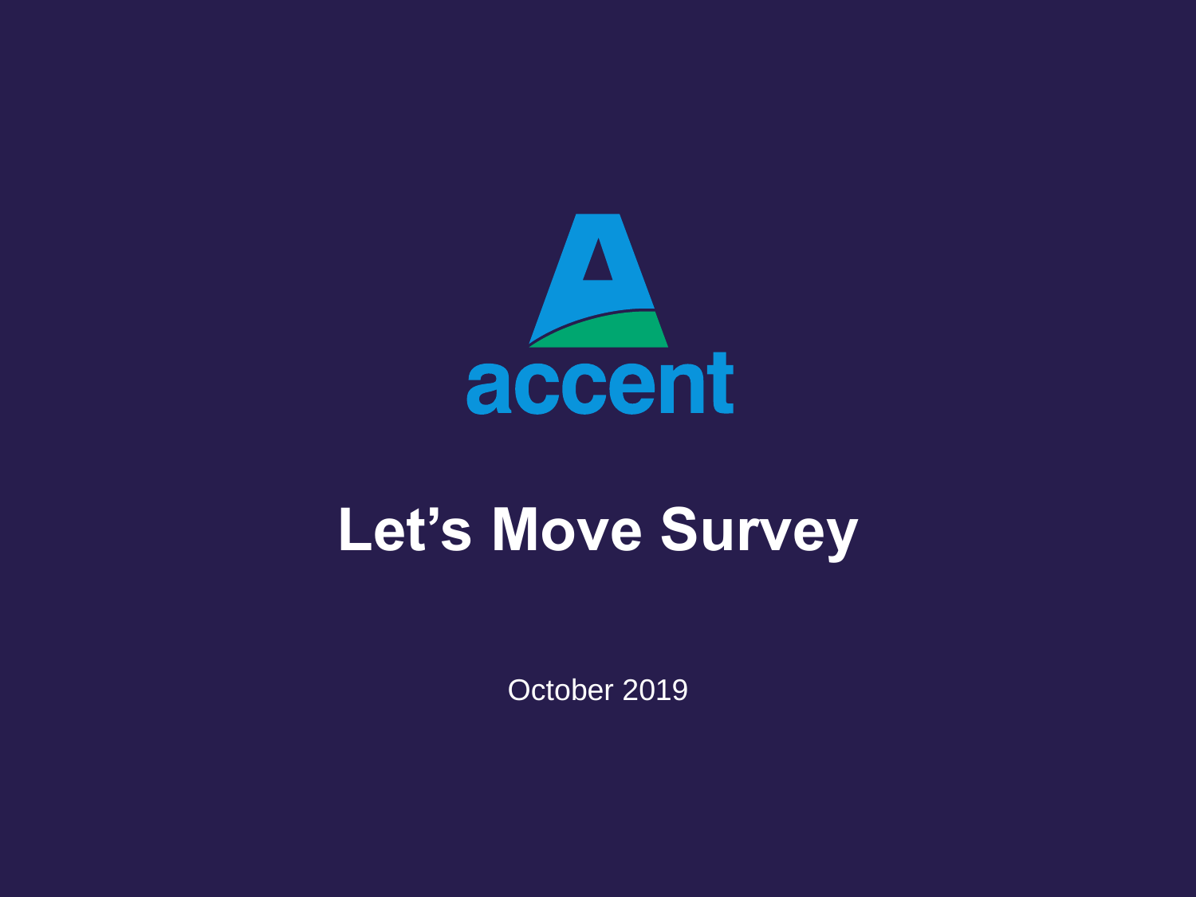accent

# Let's Move Survey

October 2019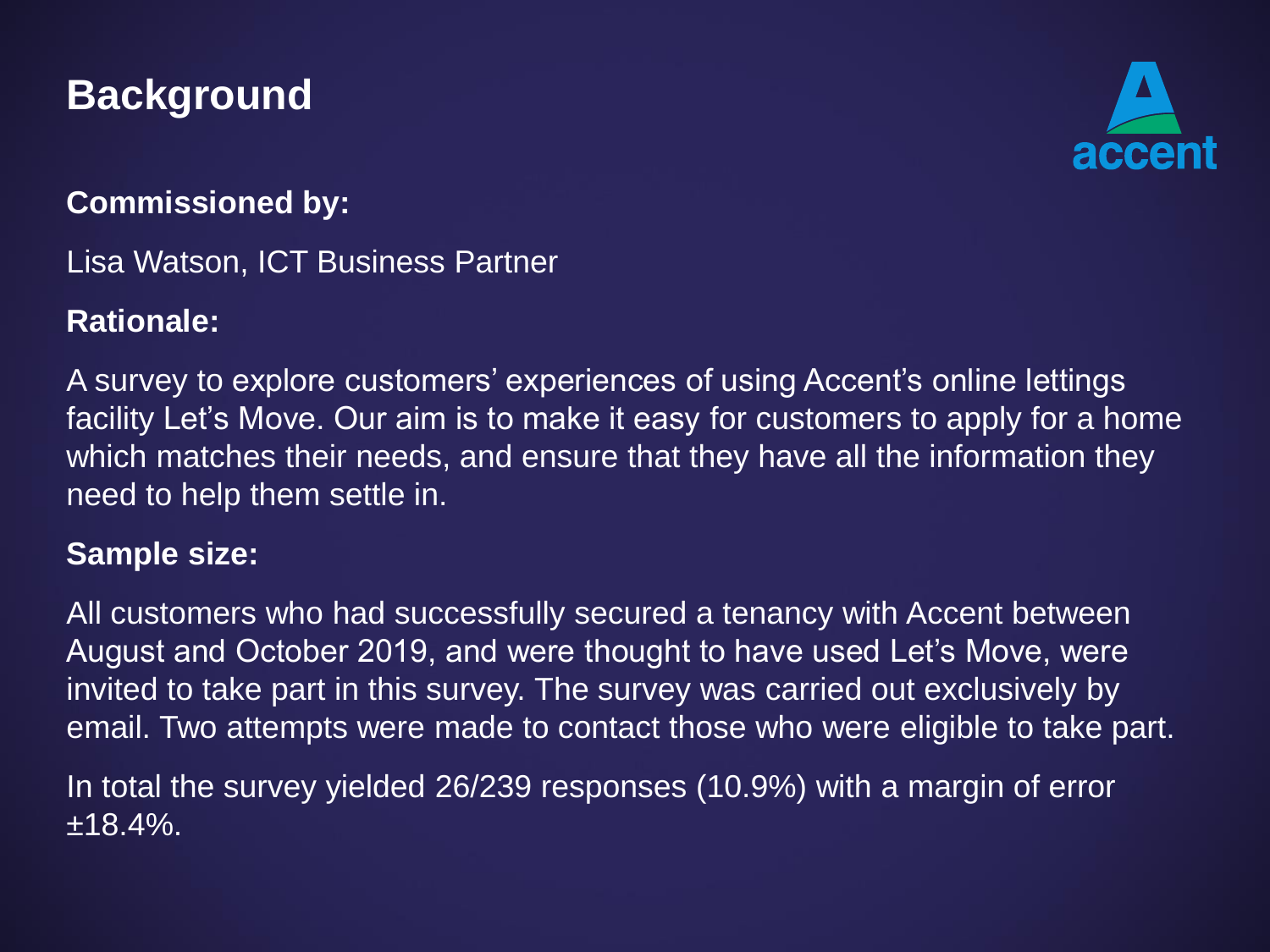# Background

**Commissioned by:**

Lisa Watson, ICT Business Partner

**Rationale:**

A survey to explore customers' experiences of using Accent's online lettings facility Let's Move. Our aim is to make it easy for customers to apply for a home which matches their needs, and ensure that they have all the information they need to help them settle in.

**Sample size:**

All customers who had successfully secured a tenancy with Accent between August and October 2019, and were thought to have used Let's Move, were invited to take part in this survey. The survey was carried out exclusively by email. Two attempts were made to contact those who were eligible to take part.

In total the survey yielded 26/239 responses (10.9%) with a margin of error ±18.4%.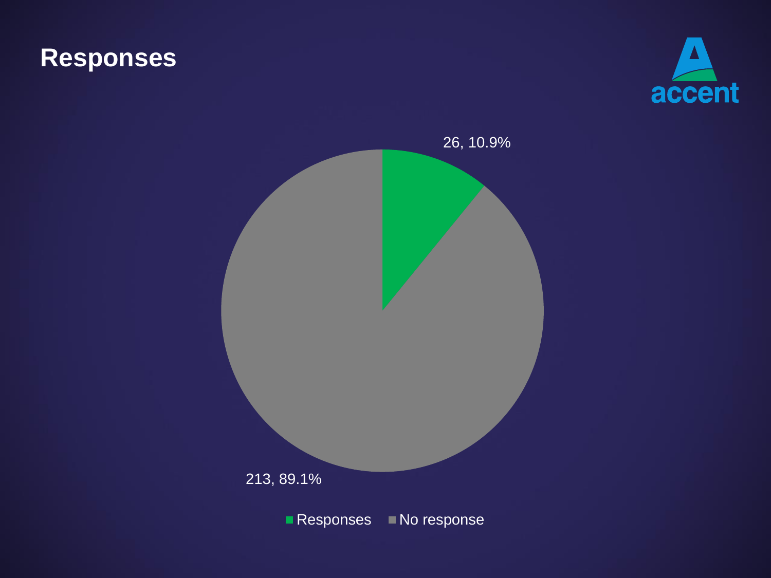# Responses

26, 10.9%

213, 89.1%

Responses | No response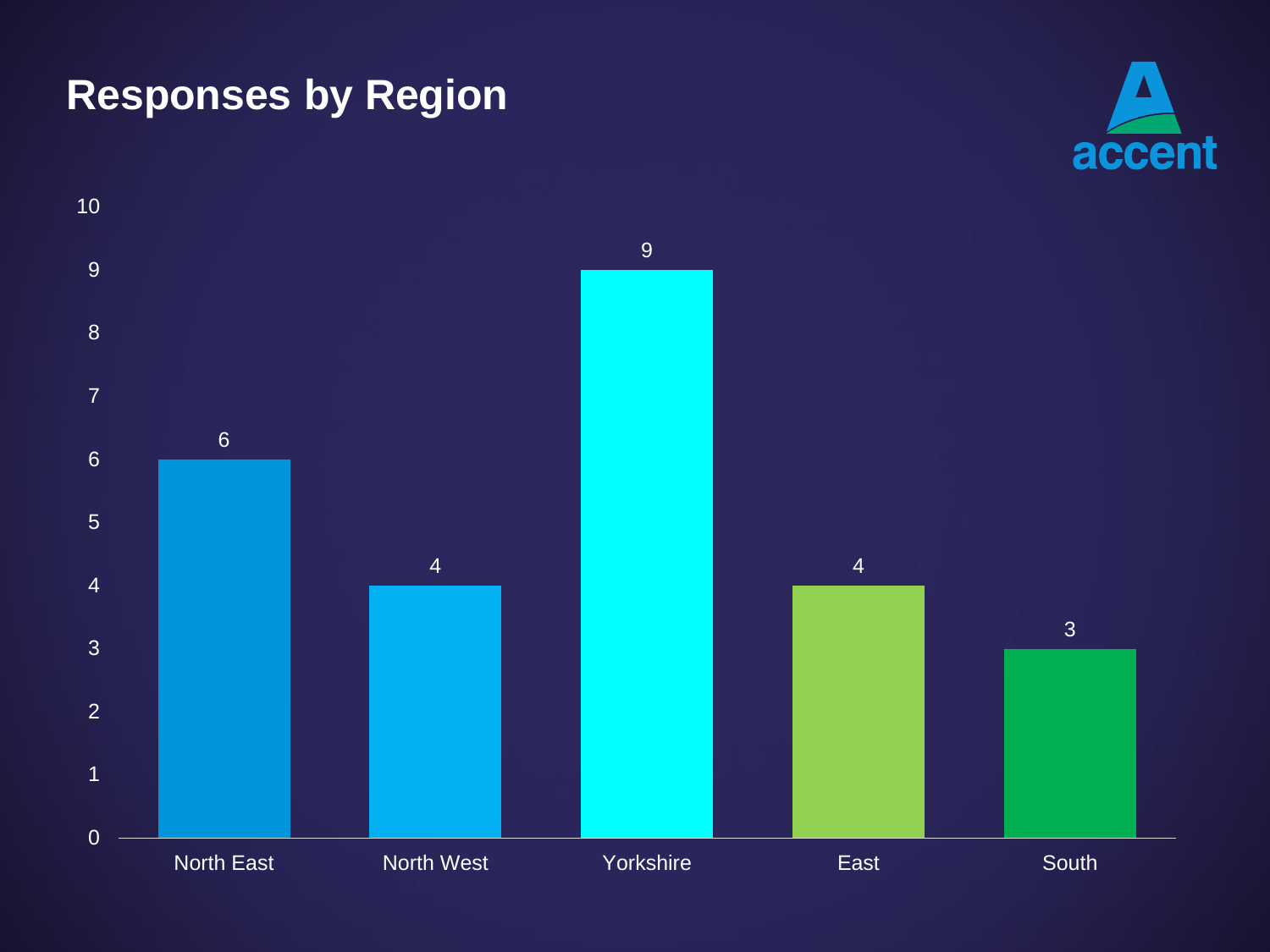# Responses by Region

| Region | Responses |
| --- | --- |
| North East | 6 |
| North West | 4 |
| Yorkshire | 9 |
| East | 4 |
| South | 3 |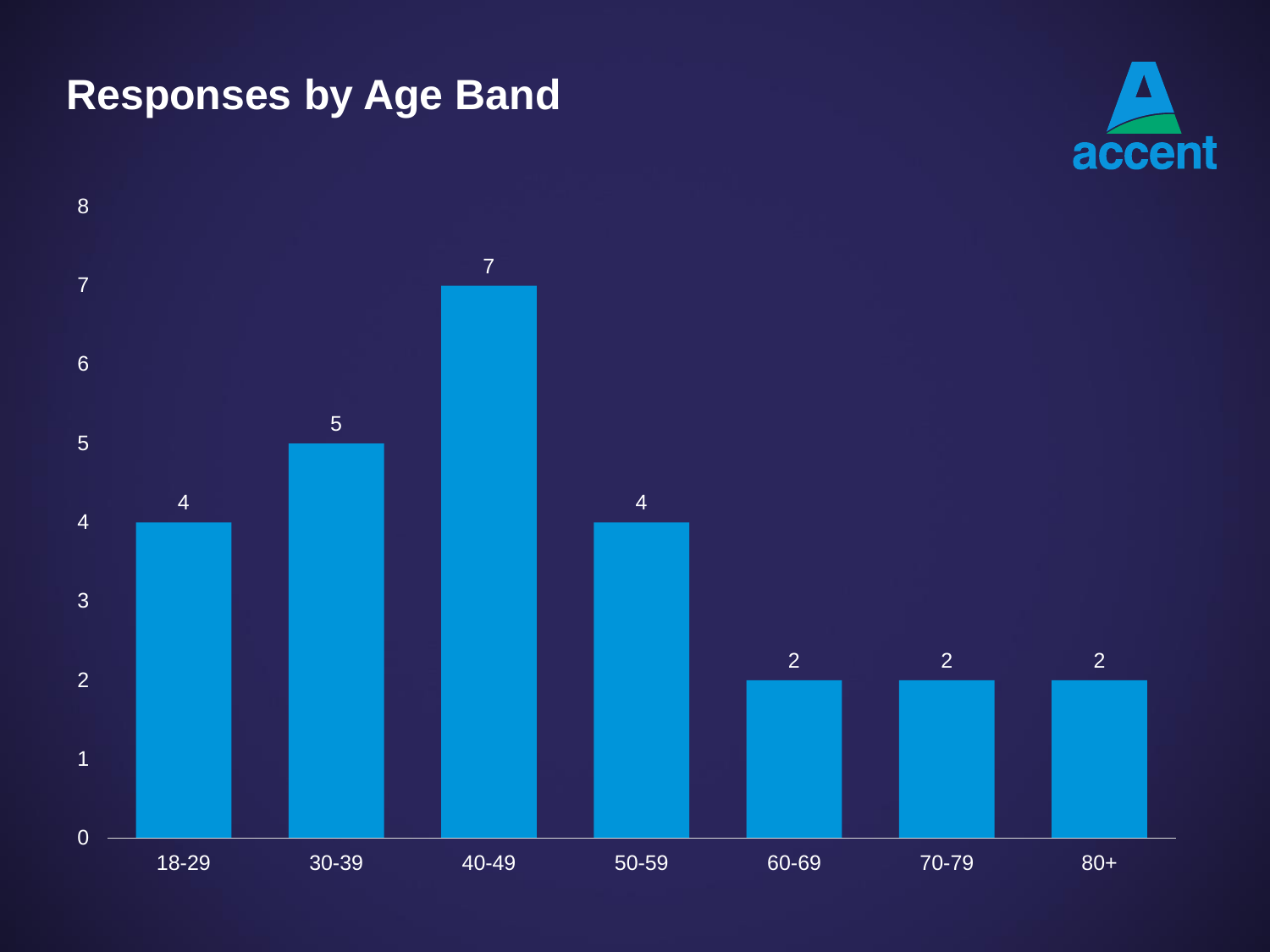# Responses by Age Band

| Age Band | Responses |
|---|---|
| 18-29 | 4 |
| 30-39 | 5 |
| 40-49 | 7 |
| 50-59 | 4 |
| 60-69 | 2 |
| 70-79 | 2 |
| 80+ | 2 |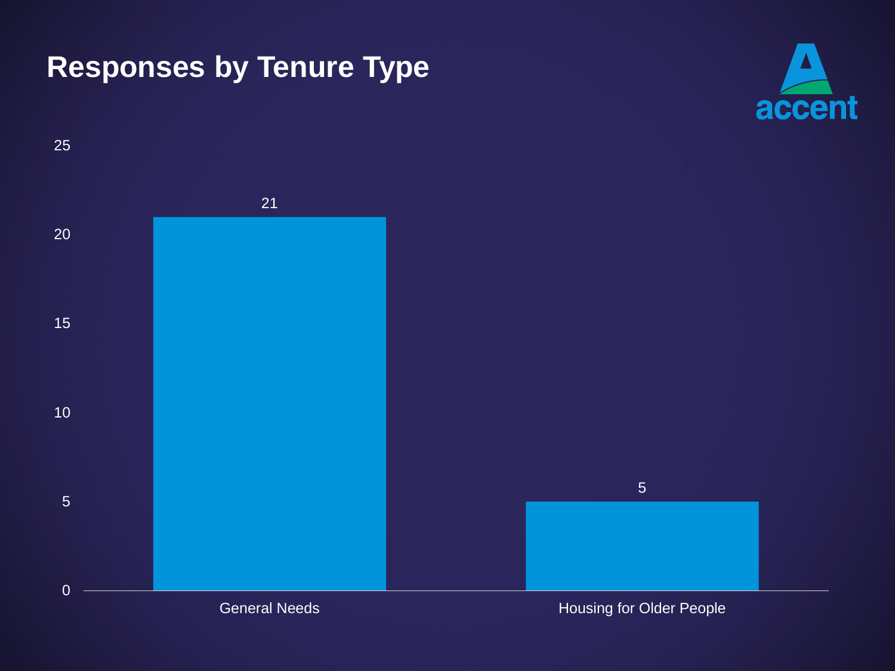# Responses by Tenure Type

| Tenure Type | Responses |
| --- | --- |
| General Needs | 21 |
| Housing for Older People | 5 |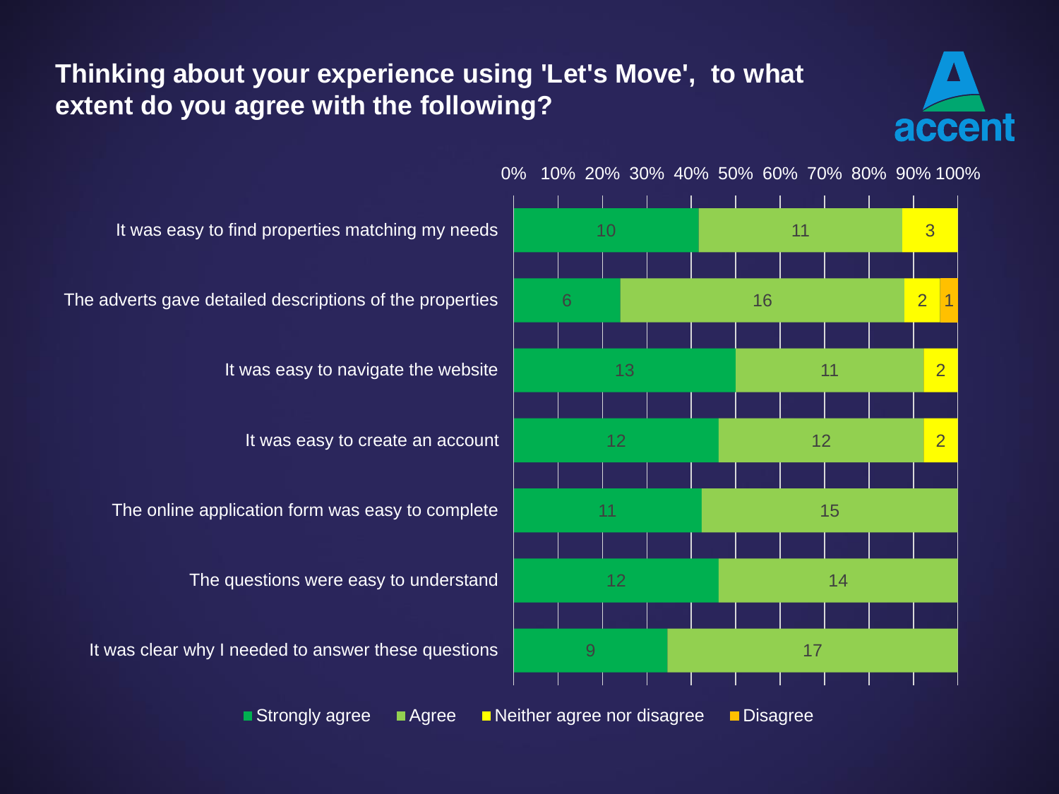# Thinking about your experience using 'Let's Move', to what extent do you agree with the following?

| Statement | Strongly agree | Agree | Neither agree nor disagree | Disagree |
|---|---|---|---|---|
| It was easy to find properties matching my needs | 10 | 11 | 3 | |
| The adverts gave detailed descriptions of the properties | 6 | 16 | 2 | 1 |
| It was easy to navigate the website | 13 | 11 | 2 | |
| It was easy to create an account | 12 | 12 | 2 | |
| The online application form was easy to complete | 11 | 15 | | |
| The questions were easy to understand | 12 | 14 | | |
| It was clear why I needed to answer these questions | 9 | 17 | | |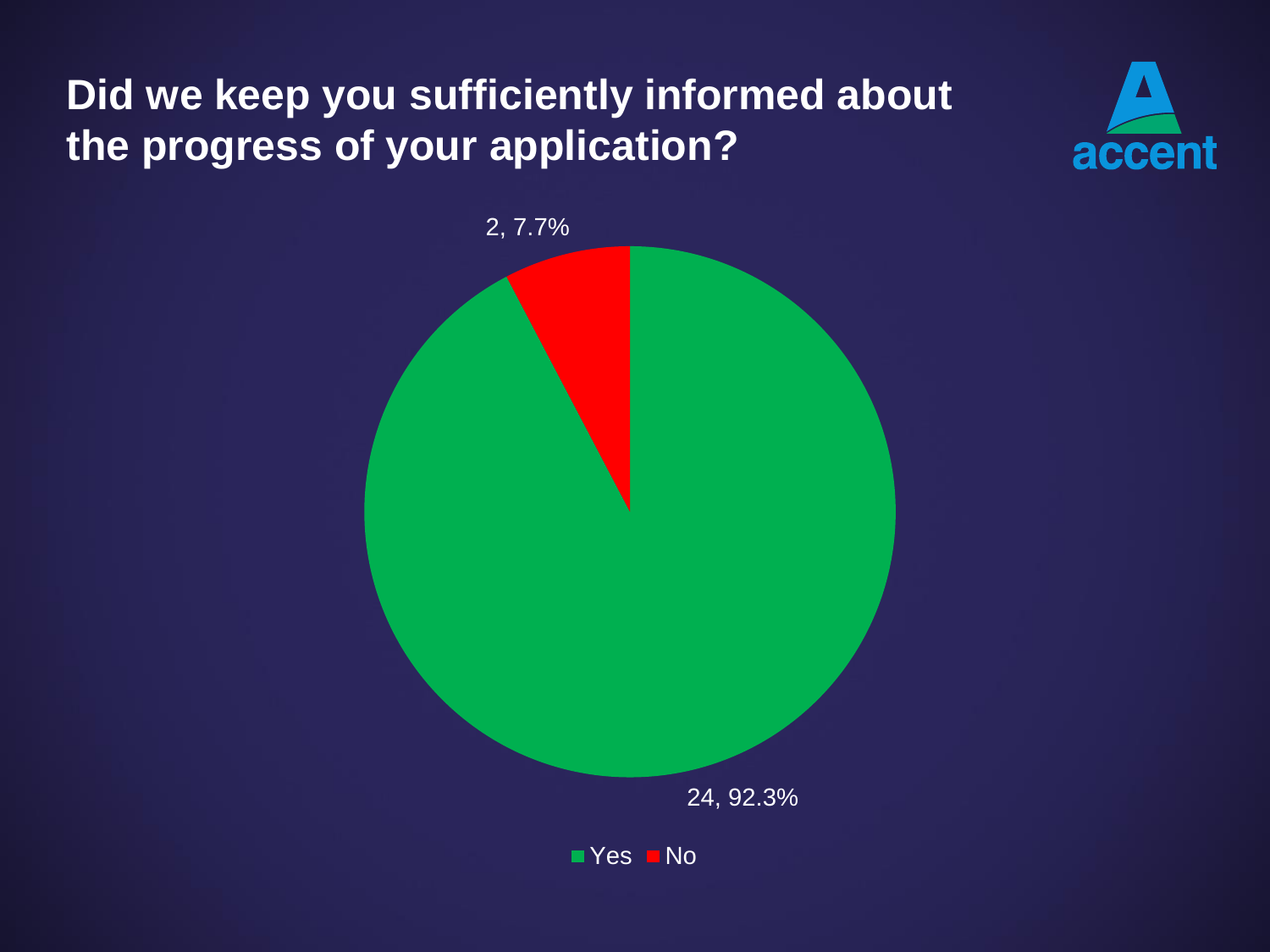# Did we keep you sufficiently informed about the progress of your application?

accent

2, 7.7%

24, 92.3%

Yes No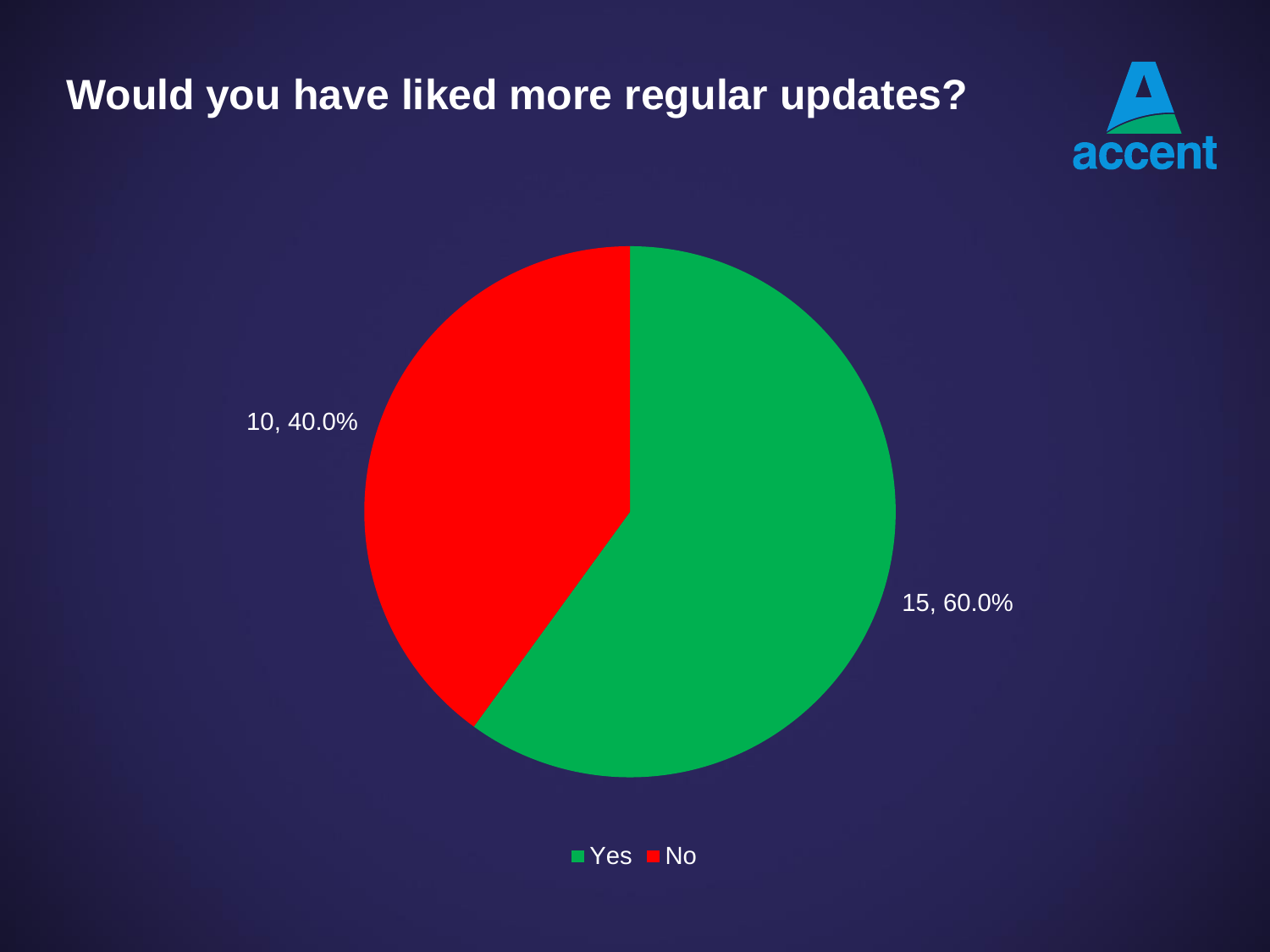# Would you have liked more regular updates?

accent

10, 40.0%

15, 60.0%

Yes No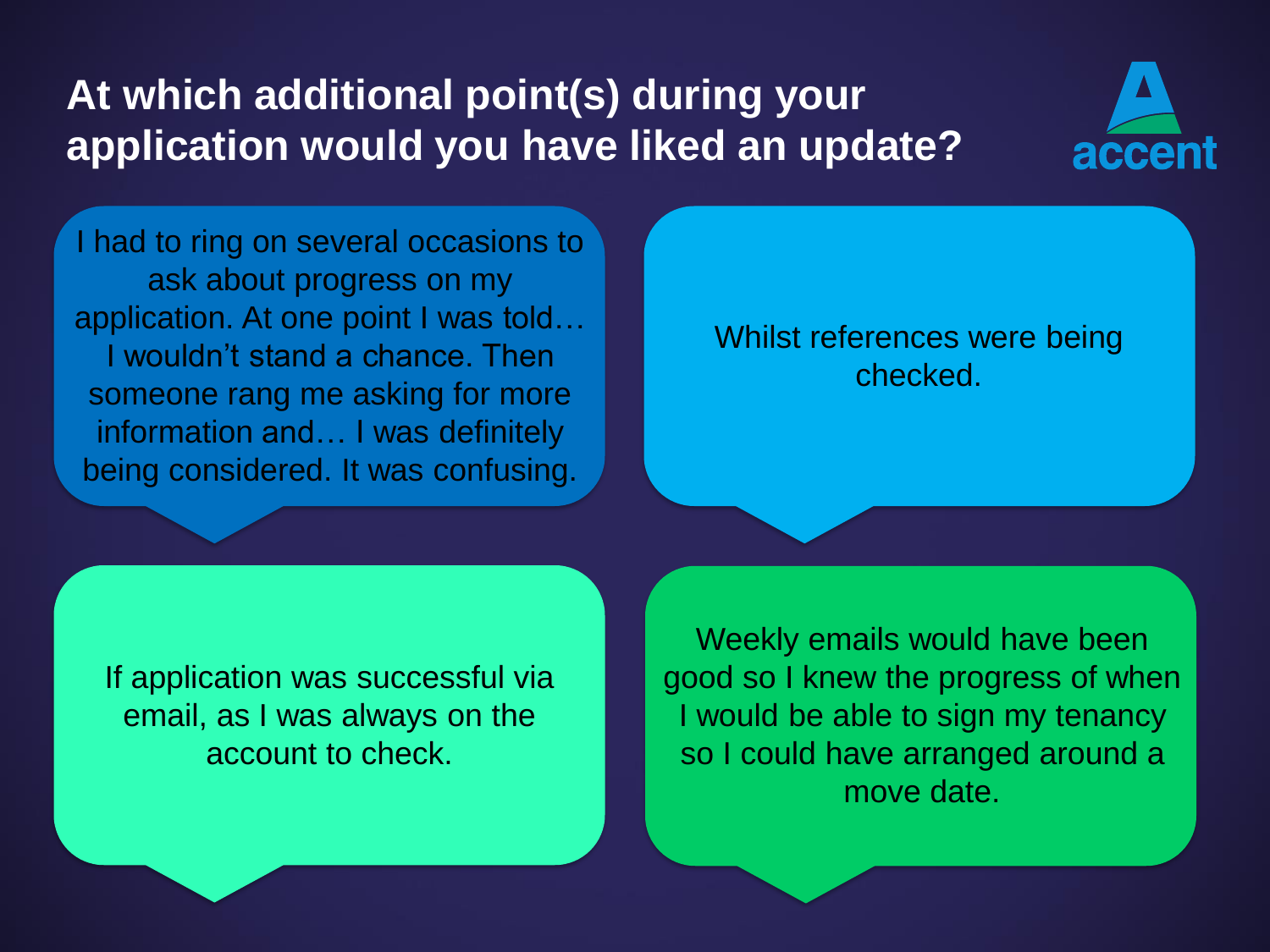# At which additional point(s) during your application would you have liked an update?

I had to ring on several occasions to ask about progress on my application. At one point I was told… I wouldn't stand a chance. Then someone rang me asking for more information and… I was definitely being considered. It was confusing.

Whilst references were being checked.

If application was successful via email, as I was always on the account to check.

Weekly emails would have been good so I knew the progress of when I would be able to sign my tenancy so I could have arranged around a move date.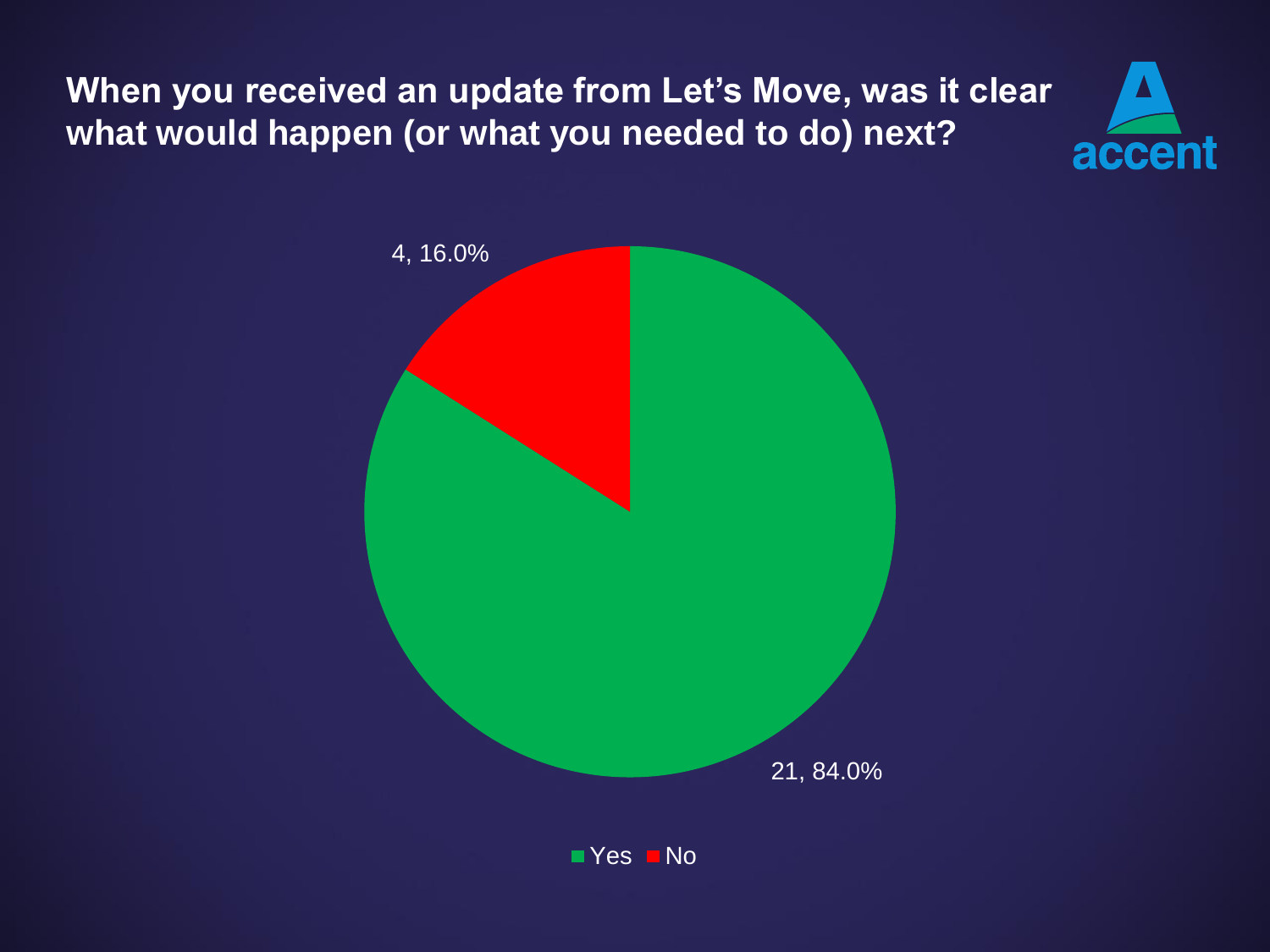# When you received an update from Let's Move, was it clear what would happen (or what you needed to do) next?

| Response | Count | Percentage |
|---|---|---|
| Yes | 21 | 84.0% |
| No | 4 | 16.0% |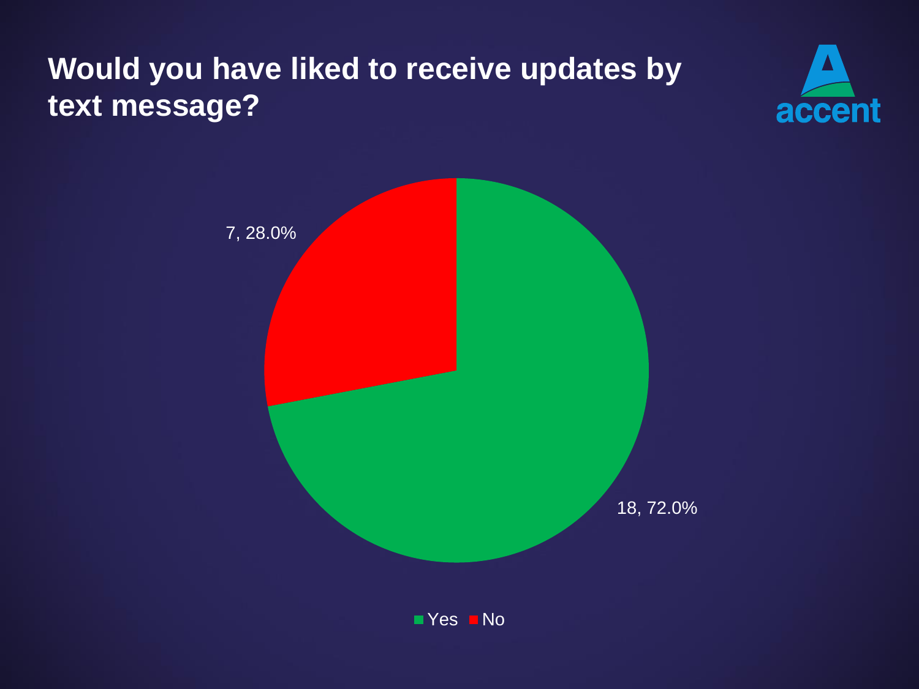# Would you have liked to receive updates by text message?

accent

7, 28.0%

18, 72.0%

Yes No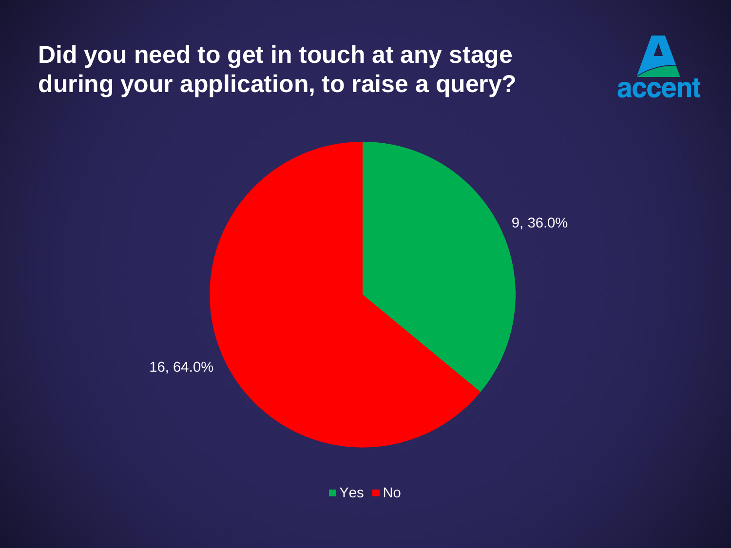# Did you need to get in touch at any stage during your application, to raise a query?

accent

| Response | Count | Percentage |
|---|---|---|
| Yes | 9 | 36.0% |
| No | 16 | 64.0% |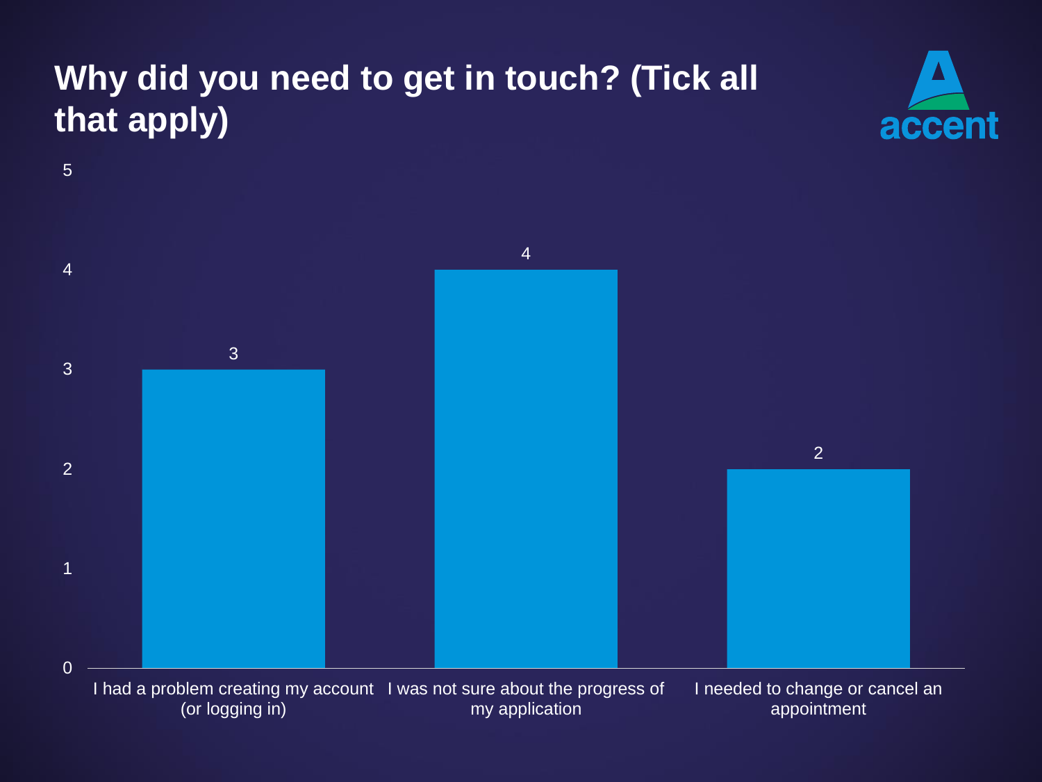# Why did you need to get in touch? (Tick all that apply)

| Reason | Count |
| --- | --- |
| I had a problem creating my account (or logging in) | 3 |
| I was not sure about the progress of my application | 4 |
| I needed to change or cancel an appointment | 2 |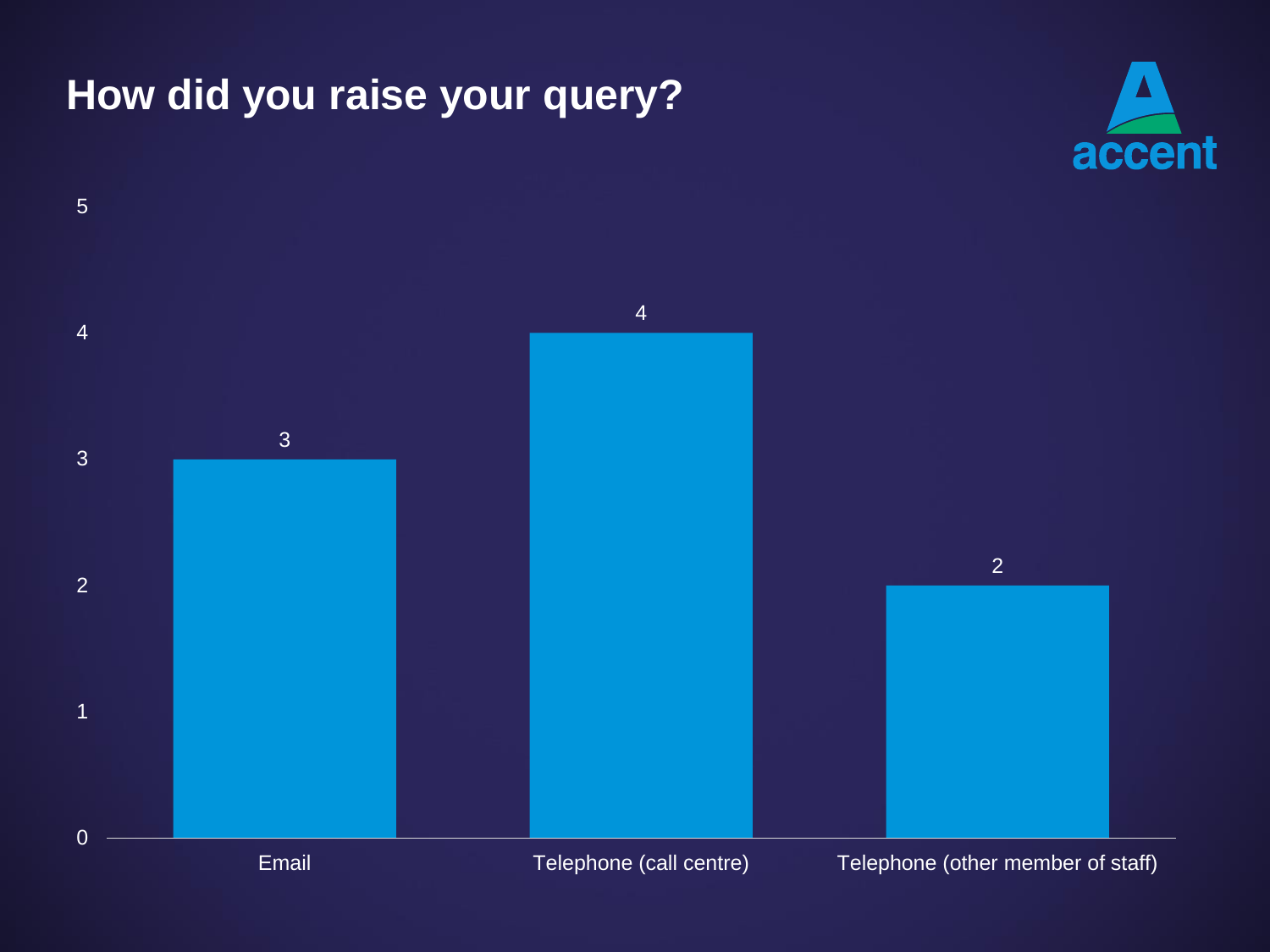# How did you raise your query?

| How did you raise your query? | Count |
| --- | --- |
| Email | 3 |
| Telephone (call centre) | 4 |
| Telephone (other member of staff) | 2 |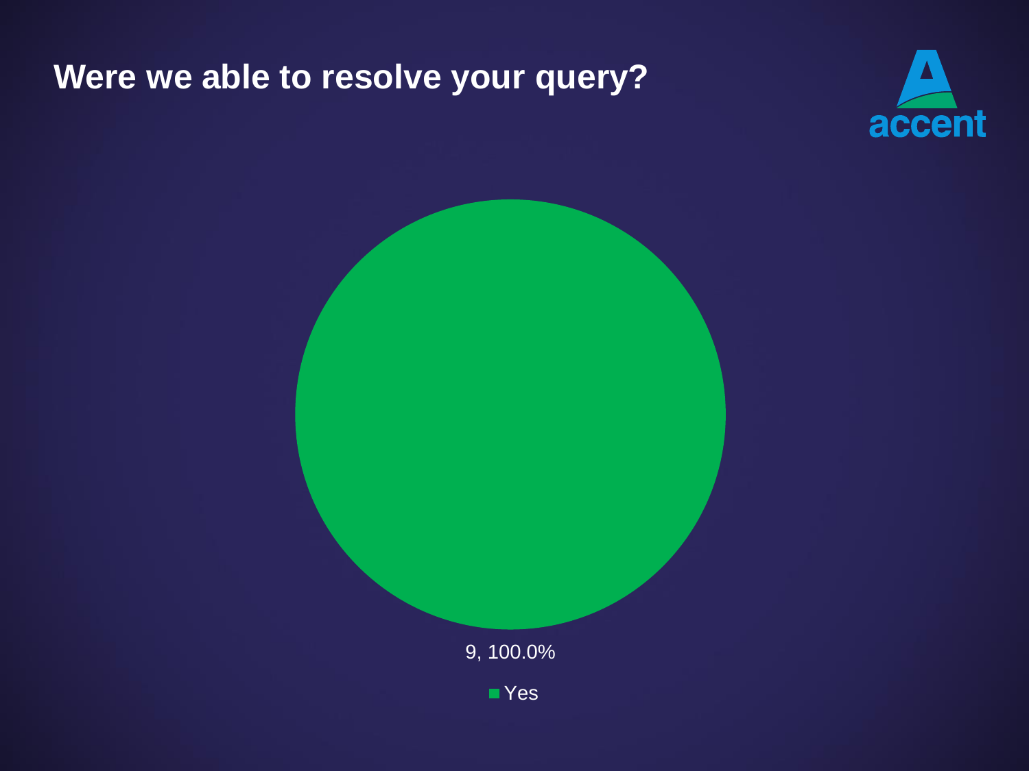# Were we able to resolve your query?

accent

9, 100.0%

Yes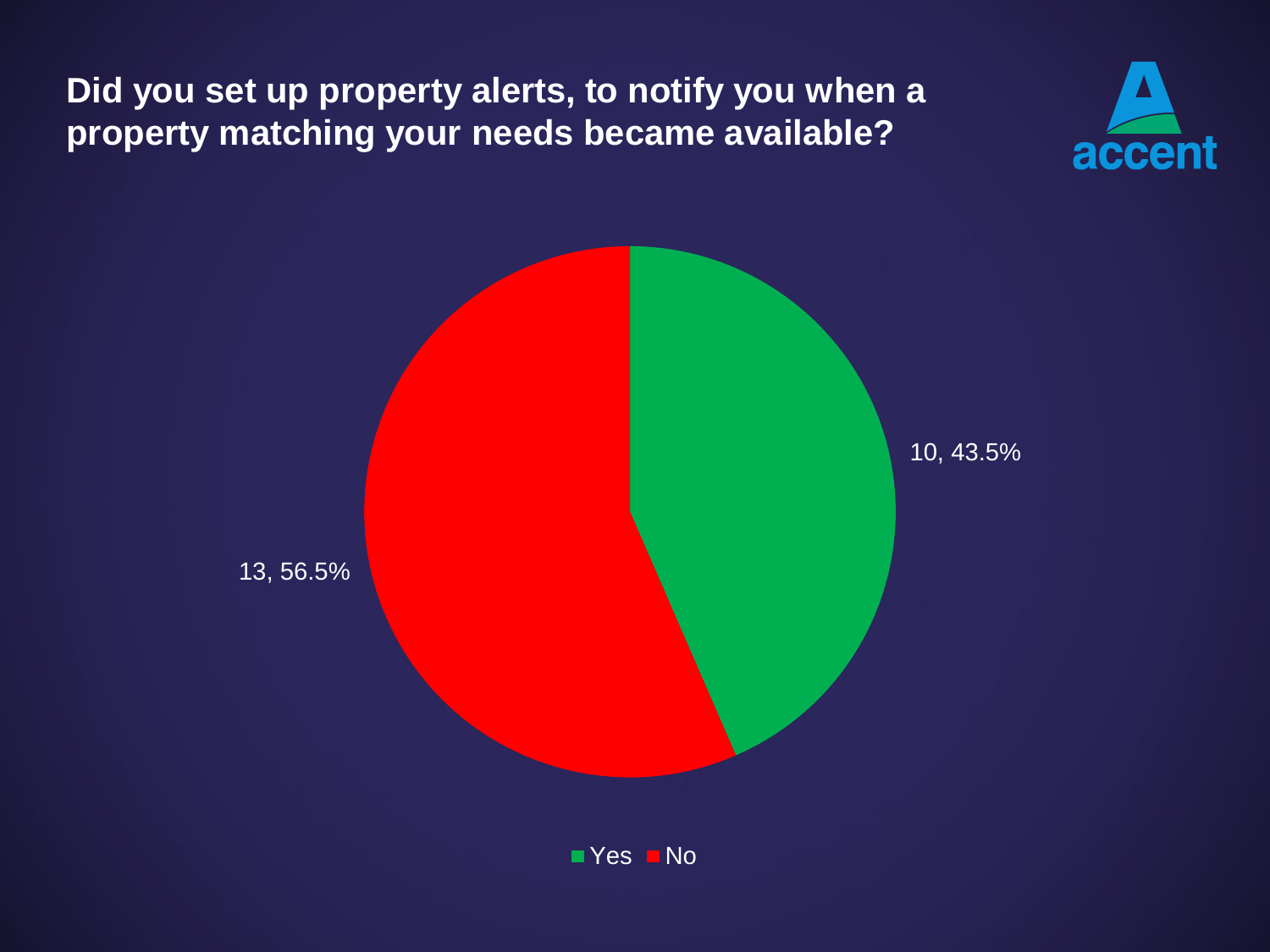# Did you set up property alerts, to notify you when a property matching your needs became available?

accent

10, 43.5%

13, 56.5%

Yes No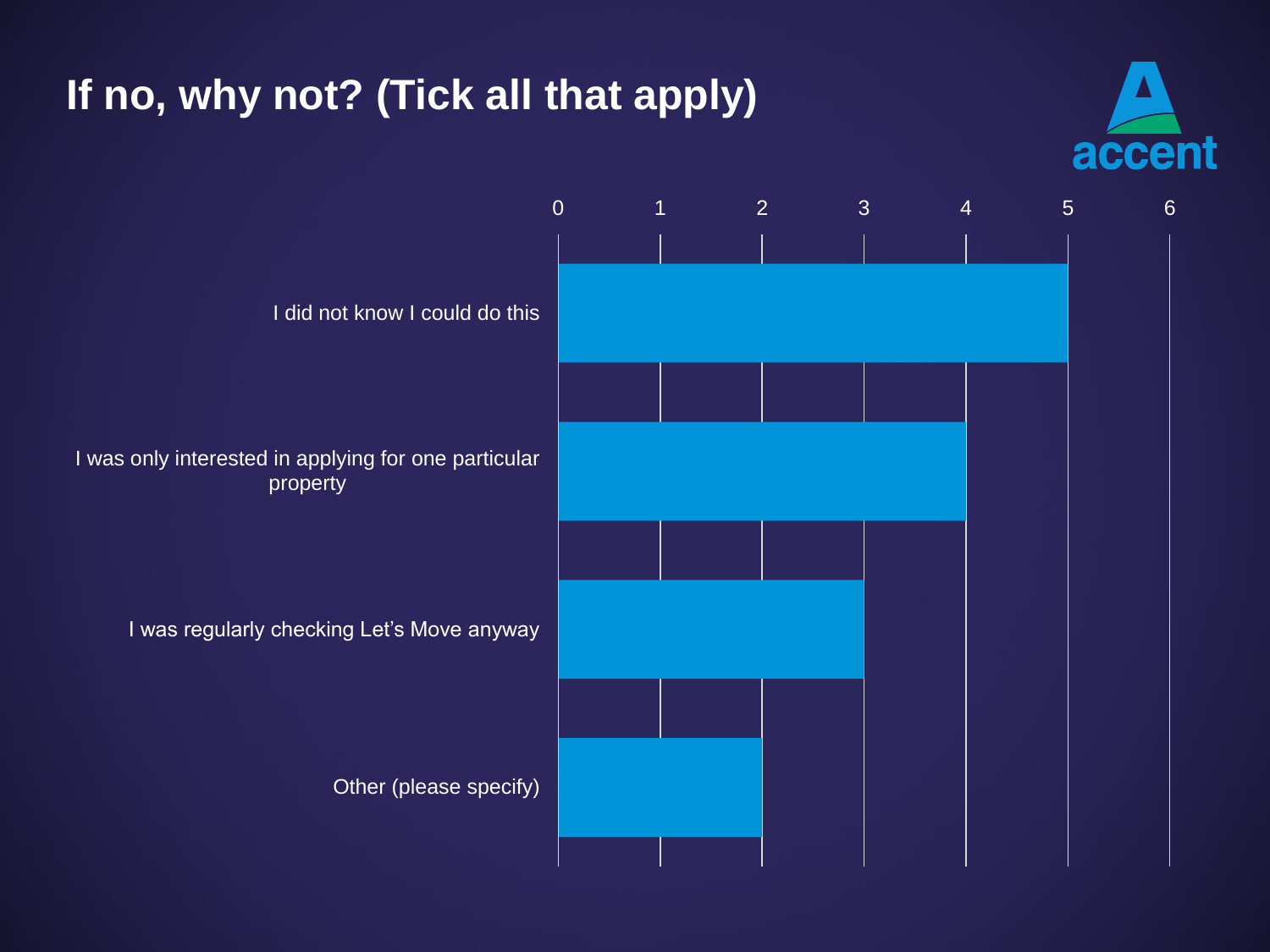# If no, why not? (Tick all that apply)

| Response | Count |
| --- | --- |
| I did not know I could do this | 5 |
| I was only interested in applying for one particular property | 4 |
| I was regularly checking Let's Move anyway | 3 |
| Other (please specify) | 2 |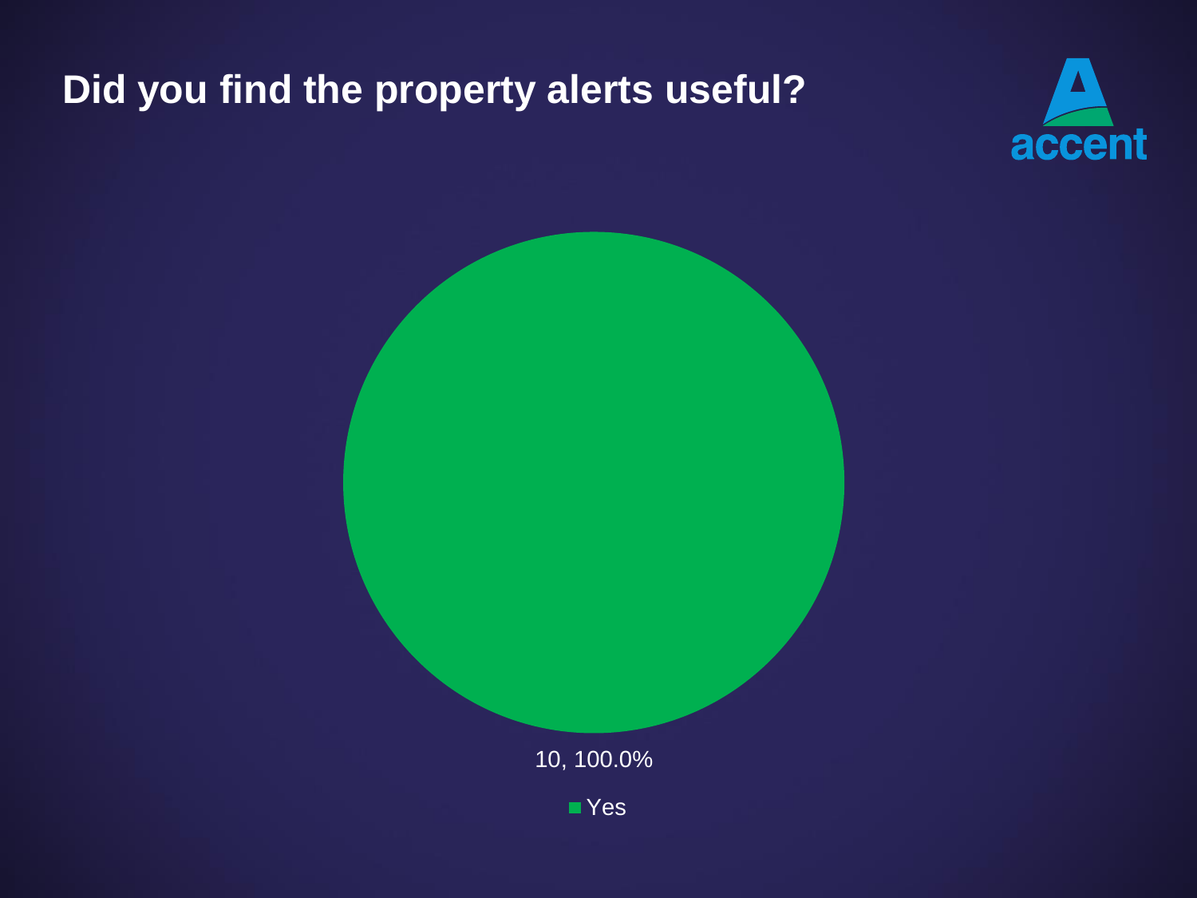# Did you find the property alerts useful?

10, 100.0%

Yes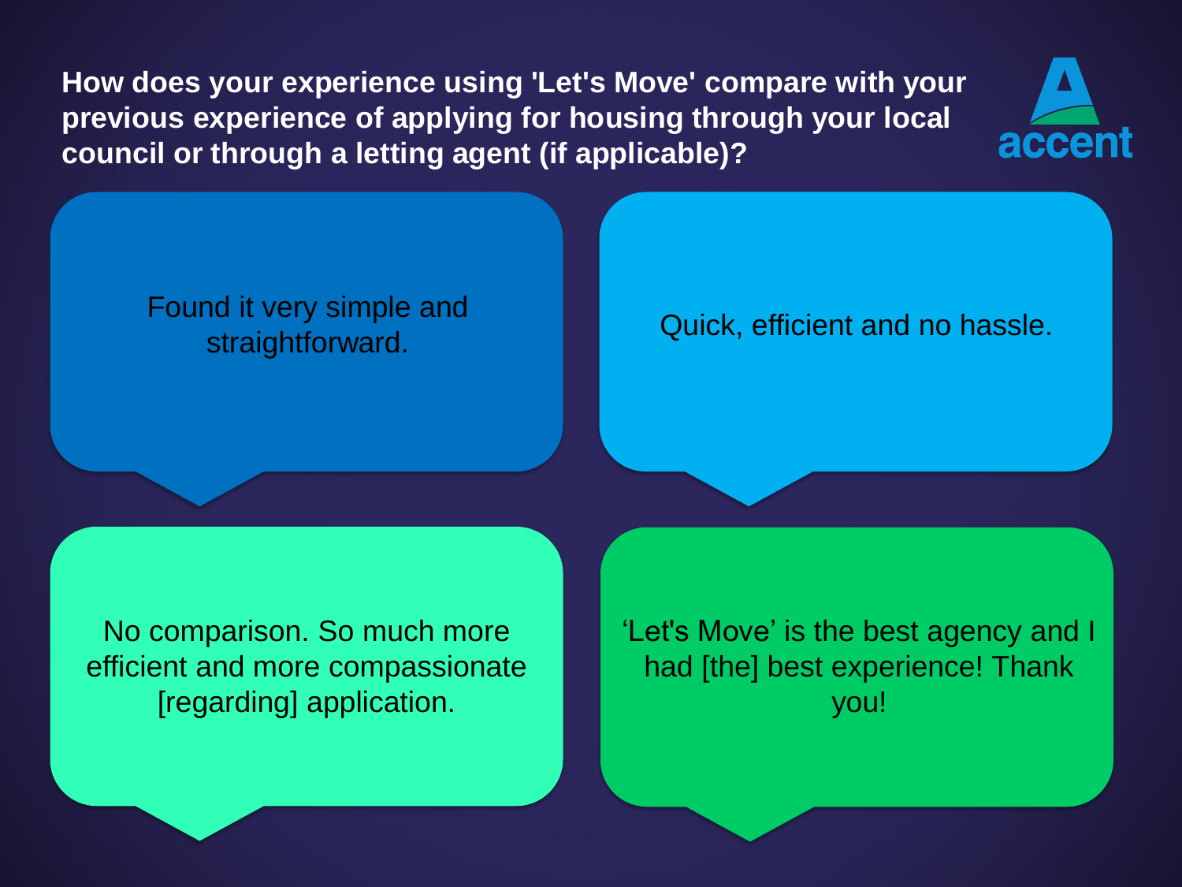## How does your experience using 'Let's Move' compare with your previous experience of applying for housing through your local council or through a letting agent (if applicable)?

Found it very simple and straightforward.

Quick, efficient and no hassle.

No comparison. So much more efficient and more compassionate [regarding] application.

'Let's Move' is the best agency and I had [the] best experience! Thank you!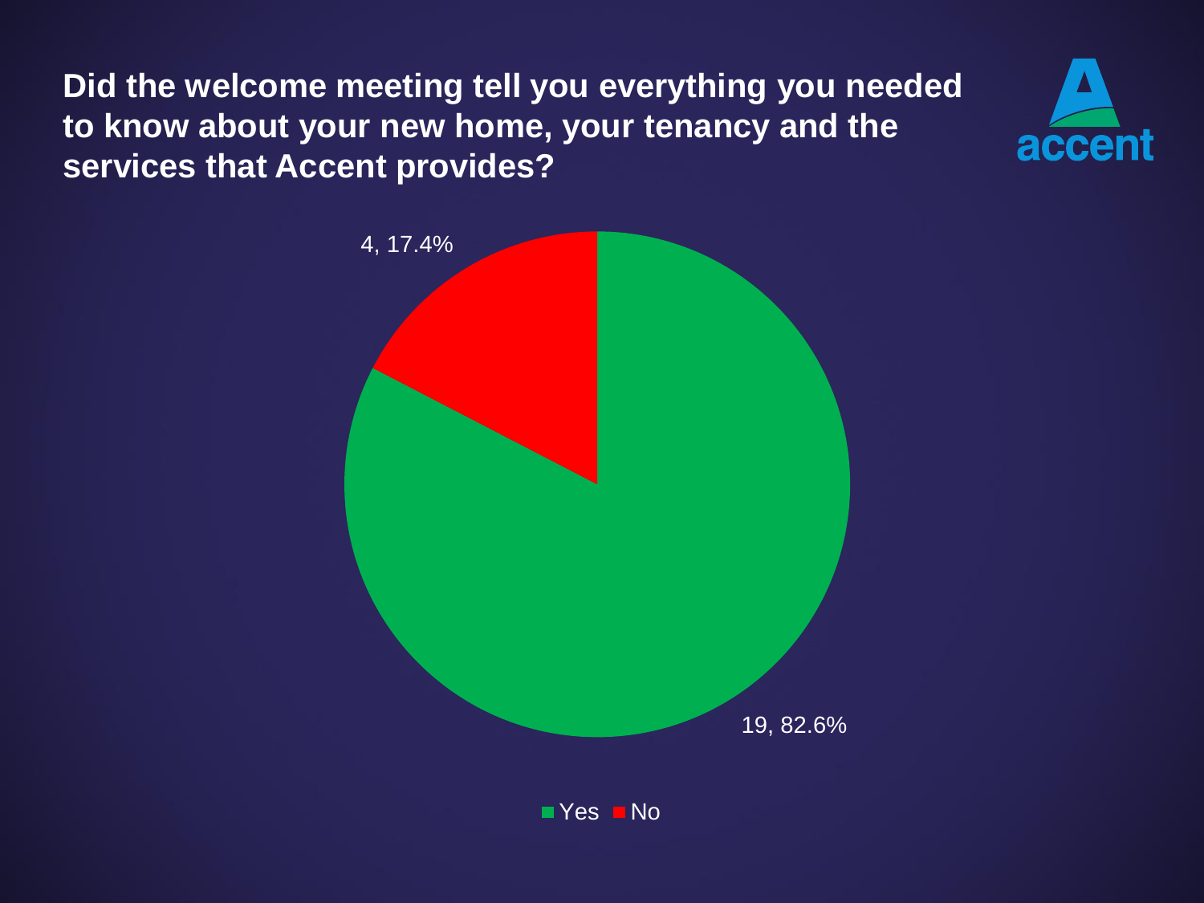# Did the welcome meeting tell you everything you needed to know about your new home, your tenancy and the services that Accent provides?

accent

4, 17.4%

19, 82.6%

Yes No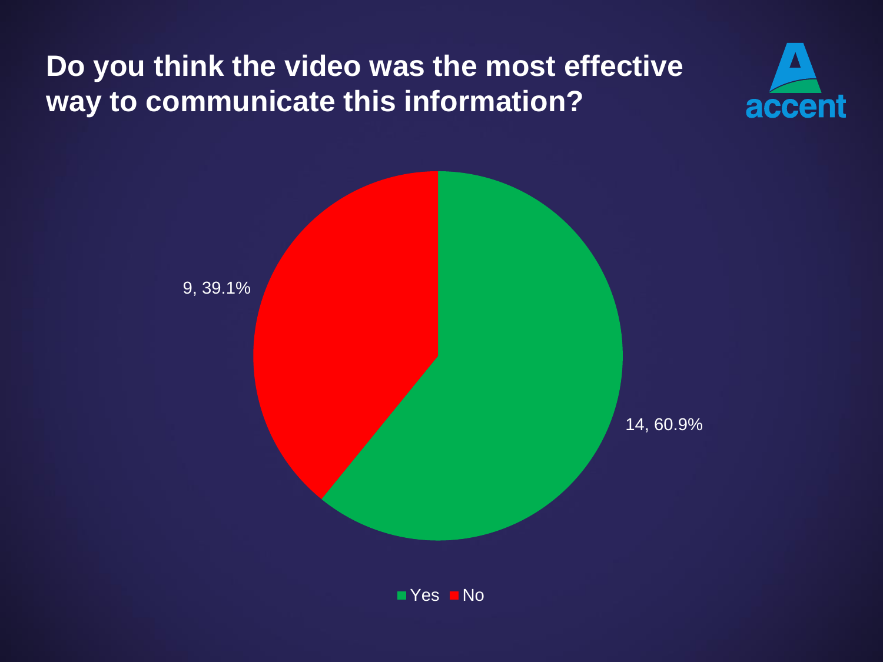# Do you think the video was the most effective way to communicate this information?

accent

9, 39.1%

14, 60.9%

Yes No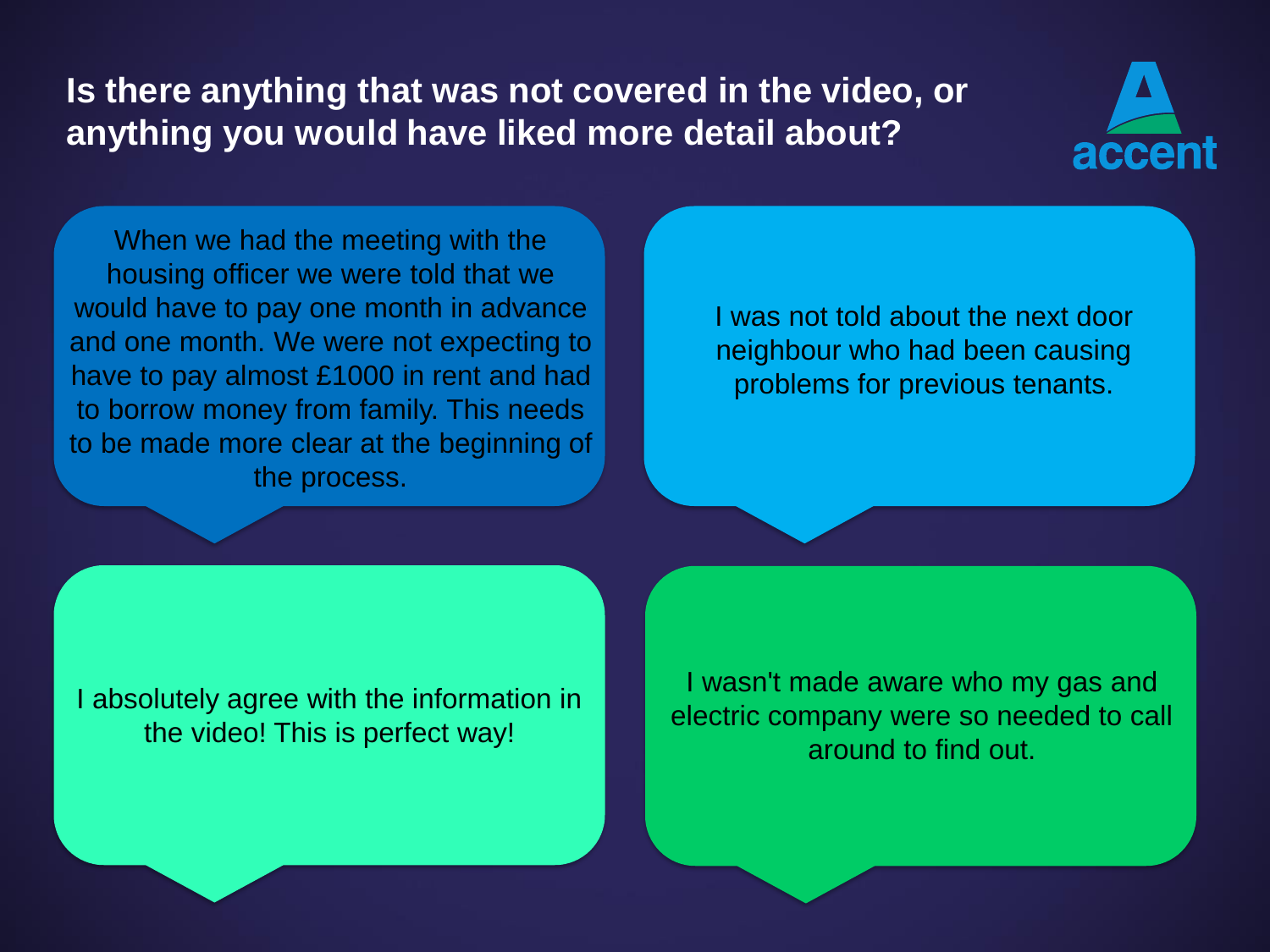# Is there anything that was not covered in the video, or anything you would have liked more detail about?

accent

When we had the meeting with the housing officer we were told that we would have to pay one month in advance and one month. We were not expecting to have to pay almost £1000 in rent and had to borrow money from family. This needs to be made more clear at the beginning of the process.

I was not told about the next door neighbour who had been causing problems for previous tenants.

I absolutely agree with the information in the video! This is perfect way!

I wasn't made aware who my gas and electric company were so needed to call around to find out.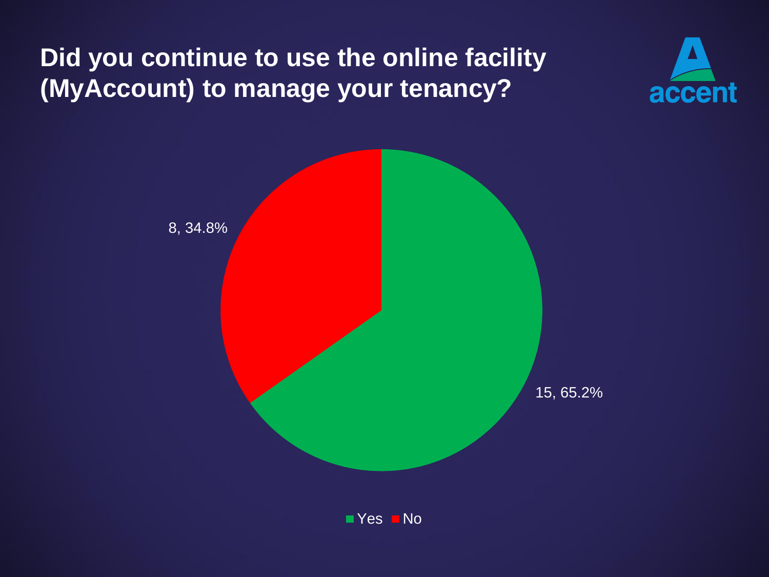# Did you continue to use the online facility (MyAccount) to manage your tenancy?

accent

8, 34.8%

15, 65.2%

Yes No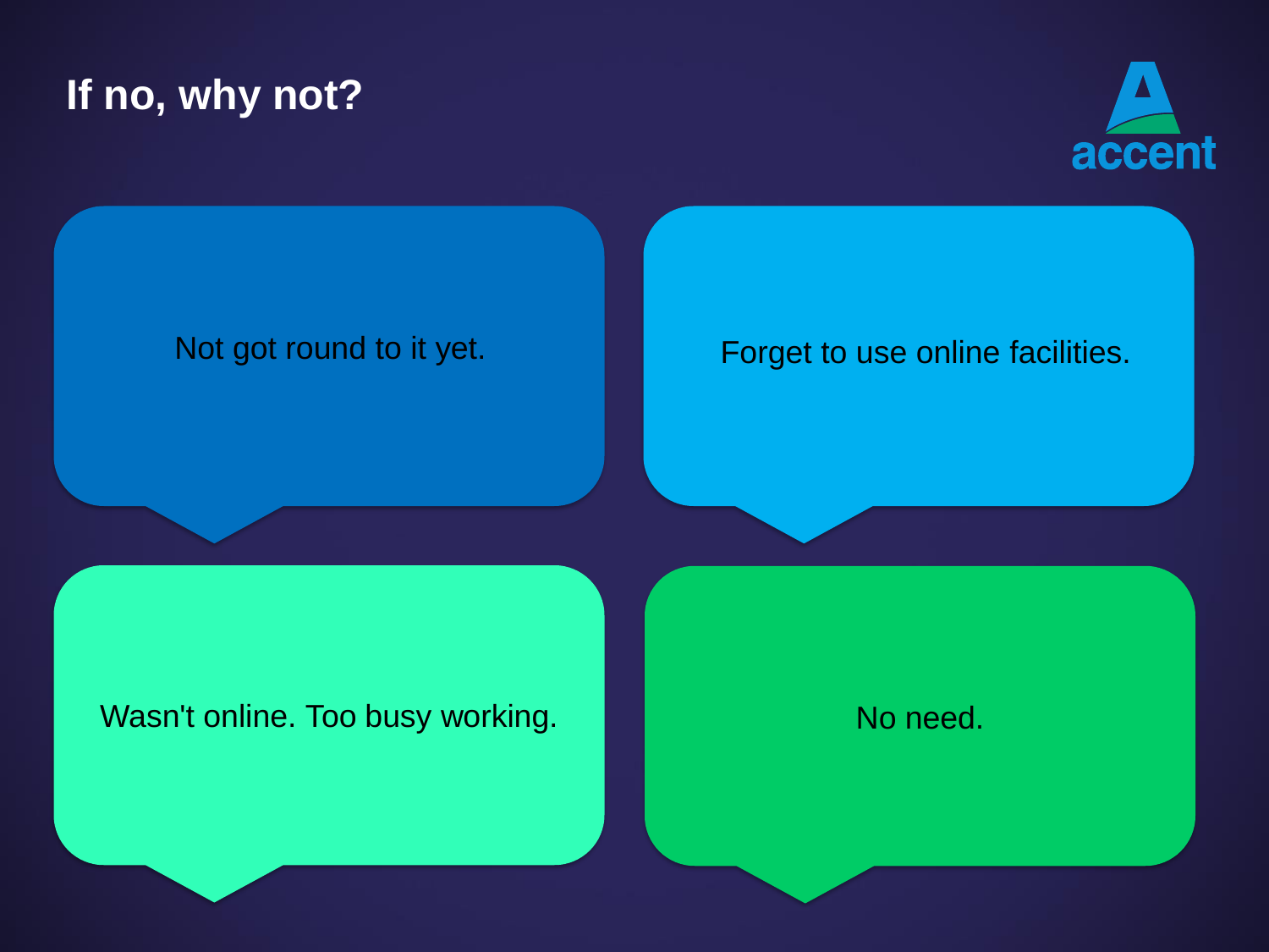# If no, why not?

accent

Not got round to it yet.

Forget to use online facilities.

Wasn't online. Too busy working.

No need.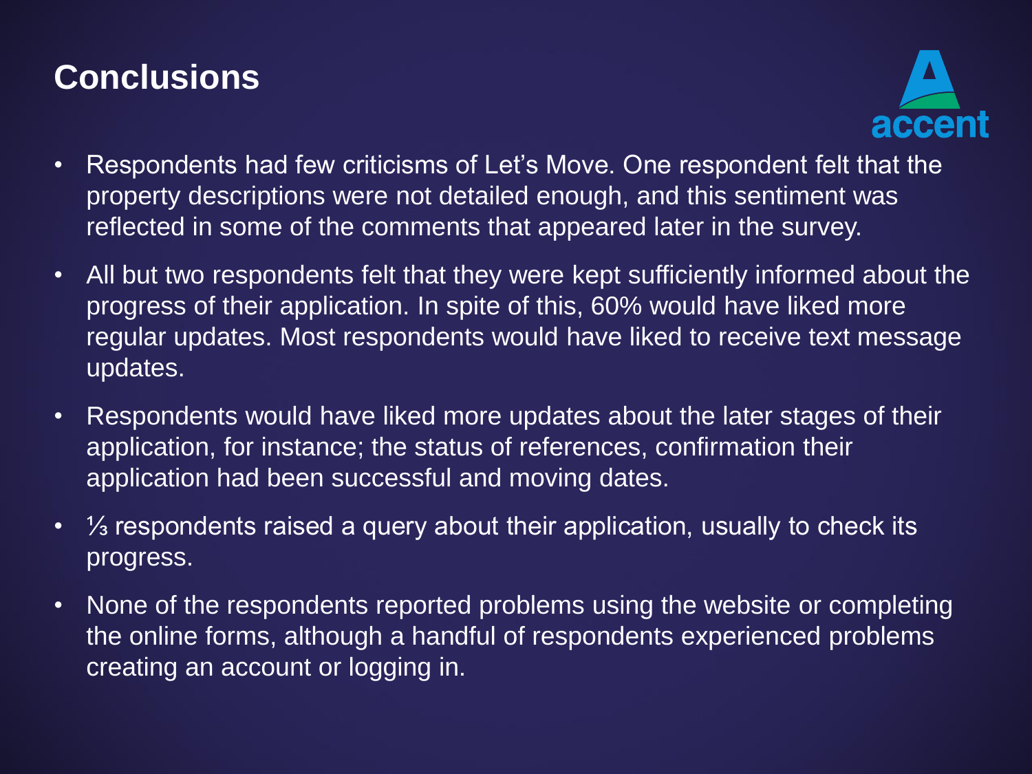## Conclusions

- Respondents had few criticisms of Let's Move. One respondent felt that the property descriptions were not detailed enough, and this sentiment was reflected in some of the comments that appeared later in the survey.
- All but two respondents felt that they were kept sufficiently informed about the progress of their application. In spite of this, 60% would have liked more regular updates. Most respondents would have liked to receive text message updates.
- Respondents would have liked more updates about the later stages of their application, for instance; the status of references, confirmation their application had been successful and moving dates.
- ⅓ respondents raised a query about their application, usually to check its progress.
- None of the respondents reported problems using the website or completing the online forms, although a handful of respondents experienced problems creating an account or logging in.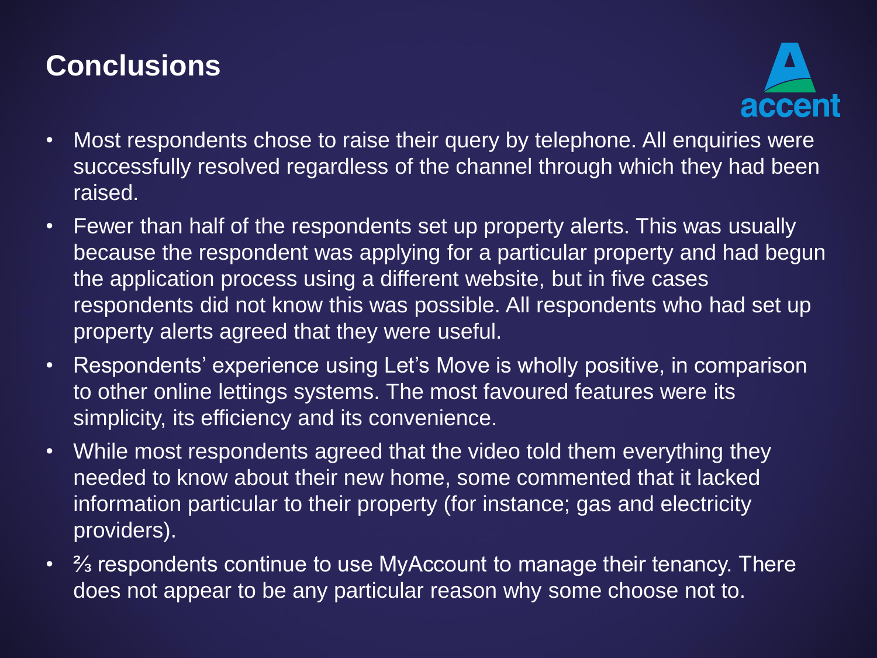# Conclusions

- Most respondents chose to raise their query by telephone. All enquiries were successfully resolved regardless of the channel through which they had been raised.
- Fewer than half of the respondents set up property alerts. This was usually because the respondent was applying for a particular property and had begun the application process using a different website, but in five cases respondents did not know this was possible. All respondents who had set up property alerts agreed that they were useful.
- Respondents' experience using Let's Move is wholly positive, in comparison to other online lettings systems. The most favoured features were its simplicity, its efficiency and its convenience.
- While most respondents agreed that the video told them everything they needed to know about their new home, some commented that it lacked information particular to their property (for instance; gas and electricity providers).
- ⅔ respondents continue to use MyAccount to manage their tenancy. There does not appear to be any particular reason why some choose not to.